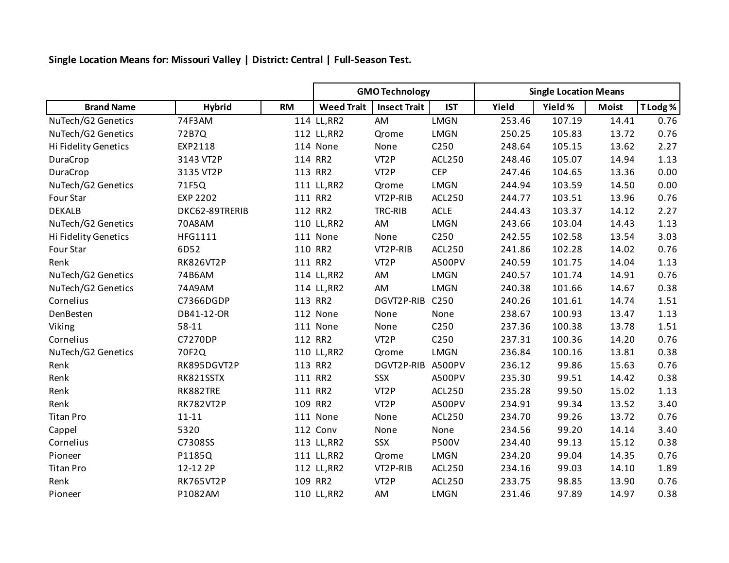**Single Location Means for: Missouri Valley | District: Central | Full-Season Test.**

| | | | GMO Technology | | | Single Location Means | | | |
|---|---|---|---|---|---|---|---|---|---|
| Brand Name | Hybrid | RM | Weed Trait | Insect Trait | IST | Yield | Yield % | Moist | T Lodg % |
| NuTech/G2 Genetics | 74F3AM | 114 | LL,RR2 | AM | LMGN | 253.46 | 107.19 | 14.41 | 0.76 |
| NuTech/G2 Genetics | 72B7Q | 112 | LL,RR2 | Qrome | LMGN | 250.25 | 105.83 | 13.72 | 0.76 |
| Hi Fidelity Genetics | EXP2118 | 114 | None | None | C250 | 248.64 | 105.15 | 13.62 | 2.27 |
| DuraCrop | 3143 VT2P | 114 | RR2 | VT2P | ACL250 | 248.46 | 105.07 | 14.94 | 1.13 |
| DuraCrop | 3135 VT2P | 113 | RR2 | VT2P | CEP | 247.46 | 104.65 | 13.36 | 0.00 |
| NuTech/G2 Genetics | 71F5Q | 111 | LL,RR2 | Qrome | LMGN | 244.94 | 103.59 | 14.50 | 0.00 |
| Four Star | EXP 2202 | 111 | RR2 | VT2P-RIB | ACL250 | 244.77 | 103.51 | 13.96 | 0.76 |
| DEKALB | DKC62-89TRERIB | 112 | RR2 | TRC-RIB | ACLE | 244.43 | 103.37 | 14.12 | 2.27 |
| NuTech/G2 Genetics | 70A8AM | 110 | LL,RR2 | AM | LMGN | 243.66 | 103.04 | 14.43 | 1.13 |
| Hi Fidelity Genetics | HFG1111 | 111 | None | None | C250 | 242.55 | 102.58 | 13.54 | 3.03 |
| Four Star | 6D52 | 110 | RR2 | VT2P-RIB | ACL250 | 241.86 | 102.28 | 14.02 | 0.76 |
| Renk | RK826VT2P | 111 | RR2 | VT2P | A500PV | 240.59 | 101.75 | 14.04 | 1.13 |
| NuTech/G2 Genetics | 74B6AM | 114 | LL,RR2 | AM | LMGN | 240.57 | 101.74 | 14.91 | 0.76 |
| NuTech/G2 Genetics | 74A9AM | 114 | LL,RR2 | AM | LMGN | 240.38 | 101.66 | 14.67 | 0.38 |
| Cornelius | C7366DGDP | 113 | RR2 | DGVT2P-RIB | C250 | 240.26 | 101.61 | 14.74 | 1.51 |
| DenBesten | DB41-12-OR | 112 | None | None | None | 238.67 | 100.93 | 13.47 | 1.13 |
| Viking | 58-11 | 111 | None | None | C250 | 237.36 | 100.38 | 13.78 | 1.51 |
| Cornelius | C7270DP | 112 | RR2 | VT2P | C250 | 237.31 | 100.36 | 14.20 | 0.76 |
| NuTech/G2 Genetics | 70F2Q | 110 | LL,RR2 | Qrome | LMGN | 236.84 | 100.16 | 13.81 | 0.38 |
| Renk | RK895DGVT2P | 113 | RR2 | DGVT2P-RIB | A500PV | 236.12 | 99.86 | 15.63 | 0.76 |
| Renk | RK821SSTX | 111 | RR2 | SSX | A500PV | 235.30 | 99.51 | 14.42 | 0.38 |
| Renk | RK882TRE | 111 | RR2 | VT2P | ACL250 | 235.28 | 99.50 | 15.02 | 1.13 |
| Renk | RK782VT2P | 109 | RR2 | VT2P | A500PV | 234.91 | 99.34 | 13.52 | 3.40 |
| Titan Pro | 11-11 | 111 | None | None | ACL250 | 234.70 | 99.26 | 13.72 | 0.76 |
| Cappel | 5320 | 112 | Conv | None | None | 234.56 | 99.20 | 14.14 | 3.40 |
| Cornelius | C7308SS | 113 | LL,RR2 | SSX | P500V | 234.40 | 99.13 | 15.12 | 0.38 |
| Pioneer | P1185Q | 111 | LL,RR2 | Qrome | LMGN | 234.20 | 99.04 | 14.35 | 0.76 |
| Titan Pro | 12-12 2P | 112 | LL,RR2 | VT2P-RIB | ACL250 | 234.16 | 99.03 | 14.10 | 1.89 |
| Renk | RK765VT2P | 109 | RR2 | VT2P | ACL250 | 233.75 | 98.85 | 13.90 | 0.76 |
| Pioneer | P1082AM | 110 | LL,RR2 | AM | LMGN | 231.46 | 97.89 | 14.97 | 0.38 |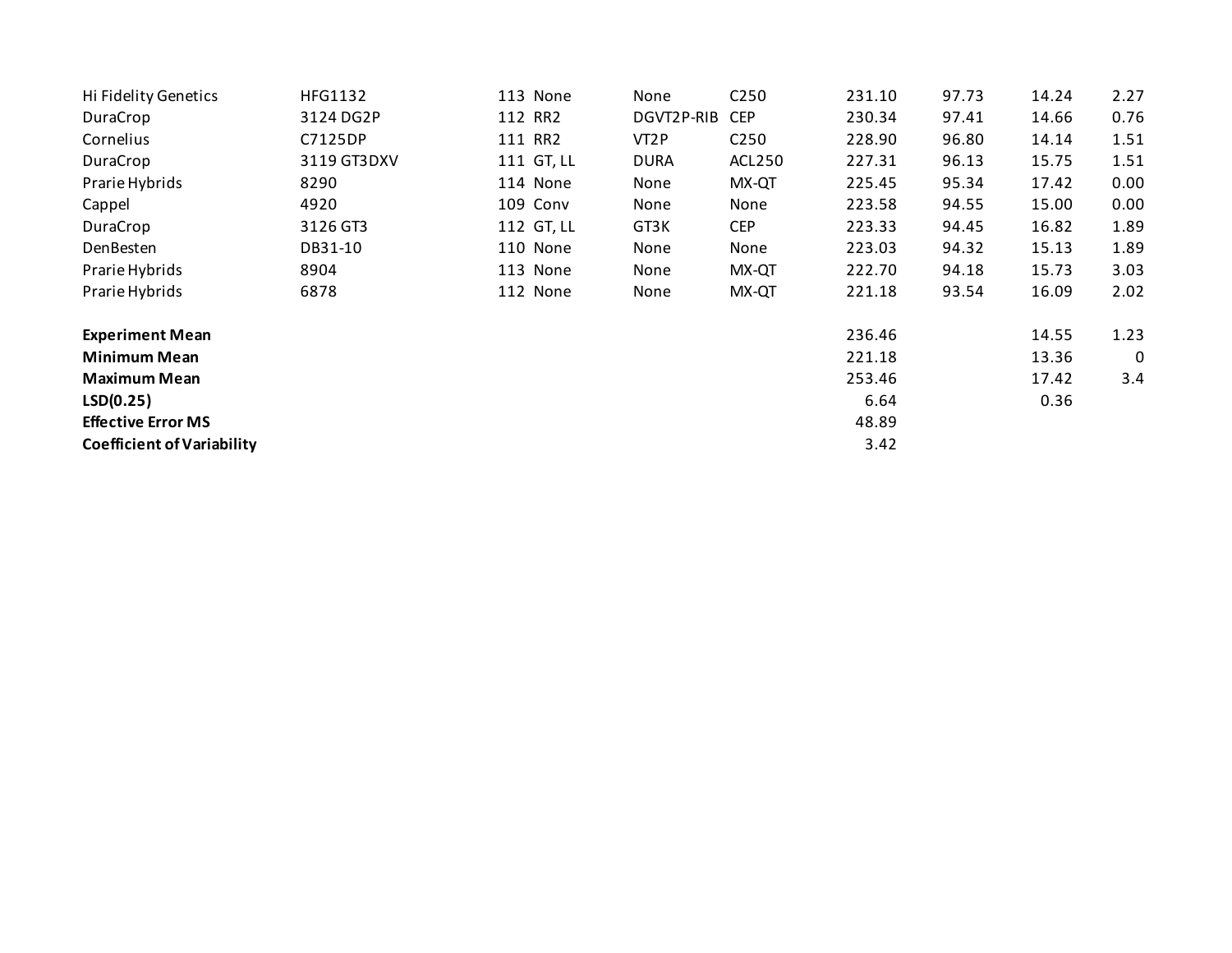| | | | | | | | | | |
|---|---|---|---|---|---|---|---|---|---|
| Hi Fidelity Genetics | HFG1132 | 113 | None | None | C250 | 231.10 | 97.73 | 14.24 | 2.27 |
| DuraCrop | 3124 DG2P | 112 | RR2 | DGVT2P-RIB | CEP | 230.34 | 97.41 | 14.66 | 0.76 |
| Cornelius | C7125DP | 111 | RR2 | VT2P | C250 | 228.90 | 96.80 | 14.14 | 1.51 |
| DuraCrop | 3119 GT3DXV | 111 | GT, LL | DURA | ACL250 | 227.31 | 96.13 | 15.75 | 1.51 |
| Prarie Hybrids | 8290 | 114 | None | None | MX-QT | 225.45 | 95.34 | 17.42 | 0.00 |
| Cappel | 4920 | 109 | Conv | None | None | 223.58 | 94.55 | 15.00 | 0.00 |
| DuraCrop | 3126 GT3 | 112 | GT, LL | GT3K | CEP | 223.33 | 94.45 | 16.82 | 1.89 |
| DenBesten | DB31-10 | 110 | None | None | None | 223.03 | 94.32 | 15.13 | 1.89 |
| Prarie Hybrids | 8904 | 113 | None | None | MX-QT | 222.70 | 94.18 | 15.73 | 3.03 |
| Prarie Hybrids | 6878 | 112 | None | None | MX-QT | 221.18 | 93.54 | 16.09 | 2.02 |
| **Experiment Mean** | | | | | | 236.46 | | 14.55 | 1.23 |
| **Minimum Mean** | | | | | | 221.18 | | 13.36 | 0 |
| **Maximum Mean** | | | | | | 253.46 | | 17.42 | 3.4 |
| **LSD(0.25)** | | | | | | 6.64 | | 0.36 | |
| **Effective Error MS** | | | | | | 48.89 | | | |
| **Coefficient of Variability** | | | | | | 3.42 | | | |